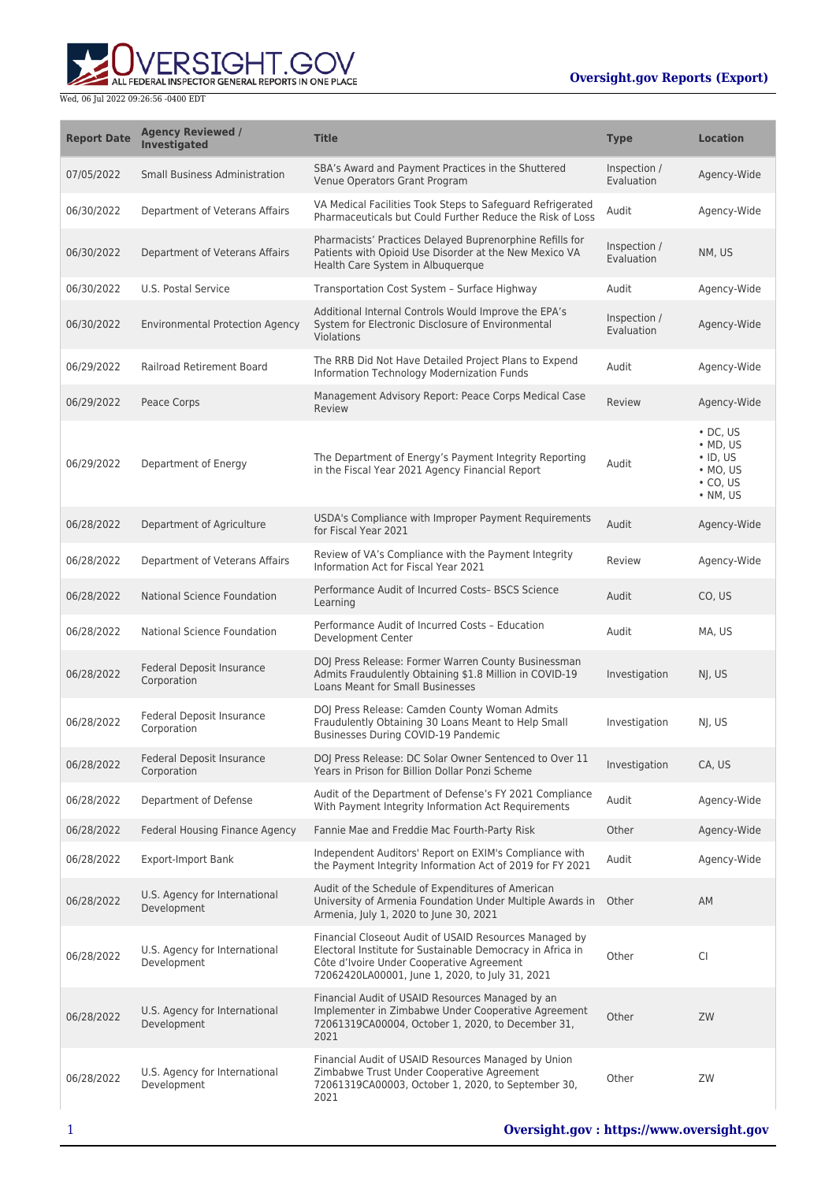Wed, 06 Jul 2022 09:26:56 -0400 EDT

**Oversight.gov Reports (Export)**

| Report Date | Agency Reviewed / Investigated | Title | Type | Location |
| --- | --- | --- | --- | --- |
| 07/05/2022 | Small Business Administration | SBA's Award and Payment Practices in the Shuttered Venue Operators Grant Program | Inspection / Evaluation | Agency-Wide |
| 06/30/2022 | Department of Veterans Affairs | VA Medical Facilities Took Steps to Safeguard Refrigerated Pharmaceuticals but Could Further Reduce the Risk of Loss | Audit | Agency-Wide |
| 06/30/2022 | Department of Veterans Affairs | Pharmacists' Practices Delayed Buprenorphine Refills for Patients with Opioid Use Disorder at the New Mexico VA Health Care System in Albuquerque | Inspection / Evaluation | NM, US |
| 06/30/2022 | U.S. Postal Service | Transportation Cost System – Surface Highway | Audit | Agency-Wide |
| 06/30/2022 | Environmental Protection Agency | Additional Internal Controls Would Improve the EPA's System for Electronic Disclosure of Environmental Violations | Inspection / Evaluation | Agency-Wide |
| 06/29/2022 | Railroad Retirement Board | The RRB Did Not Have Detailed Project Plans to Expend Information Technology Modernization Funds | Audit | Agency-Wide |
| 06/29/2022 | Peace Corps | Management Advisory Report: Peace Corps Medical Case Review | Review | Agency-Wide |
| 06/29/2022 | Department of Energy | The Department of Energy's Payment Integrity Reporting in the Fiscal Year 2021 Agency Financial Report | Audit | • DC, US<br>• MD, US<br>• ID, US<br>• MO, US<br>• CO, US<br>• NM, US |
| 06/28/2022 | Department of Agriculture | USDA's Compliance with Improper Payment Requirements for Fiscal Year 2021 | Audit | Agency-Wide |
| 06/28/2022 | Department of Veterans Affairs | Review of VA's Compliance with the Payment Integrity Information Act for Fiscal Year 2021 | Review | Agency-Wide |
| 06/28/2022 | National Science Foundation | Performance Audit of Incurred Costs– BSCS Science Learning | Audit | CO, US |
| 06/28/2022 | National Science Foundation | Performance Audit of Incurred Costs – Education Development Center | Audit | MA, US |
| 06/28/2022 | Federal Deposit Insurance Corporation | DOJ Press Release: Former Warren County Businessman Admits Fraudulently Obtaining $1.8 Million in COVID-19 Loans Meant for Small Businesses | Investigation | NJ, US |
| 06/28/2022 | Federal Deposit Insurance Corporation | DOJ Press Release: Camden County Woman Admits Fraudulently Obtaining 30 Loans Meant to Help Small Businesses During COVID-19 Pandemic | Investigation | NJ, US |
| 06/28/2022 | Federal Deposit Insurance Corporation | DOJ Press Release: DC Solar Owner Sentenced to Over 11 Years in Prison for Billion Dollar Ponzi Scheme | Investigation | CA, US |
| 06/28/2022 | Department of Defense | Audit of the Department of Defense's FY 2021 Compliance With Payment Integrity Information Act Requirements | Audit | Agency-Wide |
| 06/28/2022 | Federal Housing Finance Agency | Fannie Mae and Freddie Mac Fourth-Party Risk | Other | Agency-Wide |
| 06/28/2022 | Export-Import Bank | Independent Auditors' Report on EXIM's Compliance with the Payment Integrity Information Act of 2019 for FY 2021 | Audit | Agency-Wide |
| 06/28/2022 | U.S. Agency for International Development | Audit of the Schedule of Expenditures of American University of Armenia Foundation Under Multiple Awards in Armenia, July 1, 2020 to June 30, 2021 | Other | AM |
| 06/28/2022 | U.S. Agency for International Development | Financial Closeout Audit of USAID Resources Managed by Electoral Institute for Sustainable Democracy in Africa in Côte d'Ivoire Under Cooperative Agreement 72062420LA00001, June 1, 2020, to July 31, 2021 | Other | CI |
| 06/28/2022 | U.S. Agency for International Development | Financial Audit of USAID Resources Managed by an Implementer in Zimbabwe Under Cooperative Agreement 72061319CA00004, October 1, 2020, to December 31, 2021 | Other | ZW |
| 06/28/2022 | U.S. Agency for International Development | Financial Audit of USAID Resources Managed by Union Zimbabwe Trust Under Cooperative Agreement 72061319CA00003, October 1, 2020, to September 30, 2021 | Other | ZW |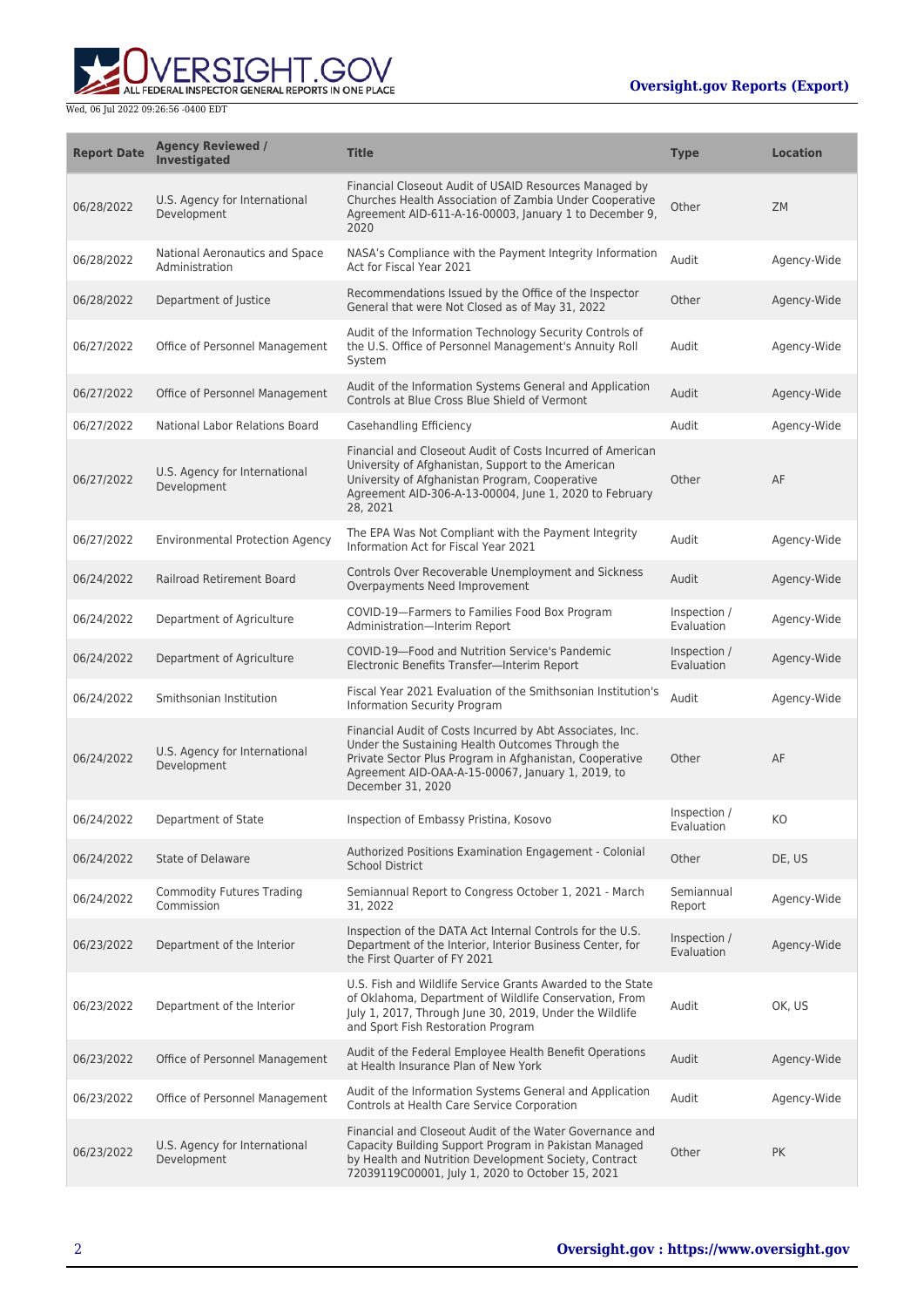| Report Date | Agency Reviewed / Investigated | Title | Type | Location |
| --- | --- | --- | --- | --- |
| 06/28/2022 | U.S. Agency for International Development | Financial Closeout Audit of USAID Resources Managed by Churches Health Association of Zambia Under Cooperative Agreement AID-611-A-16-00003, January 1 to December 9, 2020 | Other | ZM |
| 06/28/2022 | National Aeronautics and Space Administration | NASA's Compliance with the Payment Integrity Information Act for Fiscal Year 2021 | Audit | Agency-Wide |
| 06/28/2022 | Department of Justice | Recommendations Issued by the Office of the Inspector General that were Not Closed as of May 31, 2022 | Other | Agency-Wide |
| 06/27/2022 | Office of Personnel Management | Audit of the Information Technology Security Controls of the U.S. Office of Personnel Management's Annuity Roll System | Audit | Agency-Wide |
| 06/27/2022 | Office of Personnel Management | Audit of the Information Systems General and Application Controls at Blue Cross Blue Shield of Vermont | Audit | Agency-Wide |
| 06/27/2022 | National Labor Relations Board | Casehandling Efficiency | Audit | Agency-Wide |
| 06/27/2022 | U.S. Agency for International Development | Financial and Closeout Audit of Costs Incurred of American University of Afghanistan, Support to the American University of Afghanistan Program, Cooperative Agreement AID-306-A-13-00004, June 1, 2020 to February 28, 2021 | Other | AF |
| 06/27/2022 | Environmental Protection Agency | The EPA Was Not Compliant with the Payment Integrity Information Act for Fiscal Year 2021 | Audit | Agency-Wide |
| 06/24/2022 | Railroad Retirement Board | Controls Over Recoverable Unemployment and Sickness Overpayments Need Improvement | Audit | Agency-Wide |
| 06/24/2022 | Department of Agriculture | COVID-19—Farmers to Families Food Box Program Administration—Interim Report | Inspection / Evaluation | Agency-Wide |
| 06/24/2022 | Department of Agriculture | COVID-19—Food and Nutrition Service's Pandemic Electronic Benefits Transfer—Interim Report | Inspection / Evaluation | Agency-Wide |
| 06/24/2022 | Smithsonian Institution | Fiscal Year 2021 Evaluation of the Smithsonian Institution's Information Security Program | Audit | Agency-Wide |
| 06/24/2022 | U.S. Agency for International Development | Financial Audit of Costs Incurred by Abt Associates, Inc. Under the Sustaining Health Outcomes Through the Private Sector Plus Program in Afghanistan, Cooperative Agreement AID-OAA-A-15-00067, January 1, 2019, to December 31, 2020 | Other | AF |
| 06/24/2022 | Department of State | Inspection of Embassy Pristina, Kosovo | Inspection / Evaluation | KO |
| 06/24/2022 | State of Delaware | Authorized Positions Examination Engagement - Colonial School District | Other | DE, US |
| 06/24/2022 | Commodity Futures Trading Commission | Semiannual Report to Congress October 1, 2021 - March 31, 2022 | Semiannual Report | Agency-Wide |
| 06/23/2022 | Department of the Interior | Inspection of the DATA Act Internal Controls for the U.S. Department of the Interior, Interior Business Center, for the First Quarter of FY 2021 | Inspection / Evaluation | Agency-Wide |
| 06/23/2022 | Department of the Interior | U.S. Fish and Wildlife Service Grants Awarded to the State of Oklahoma, Department of Wildlife Conservation, From July 1, 2017, Through June 30, 2019, Under the Wildlife and Sport Fish Restoration Program | Audit | OK, US |
| 06/23/2022 | Office of Personnel Management | Audit of the Federal Employee Health Benefit Operations at Health Insurance Plan of New York | Audit | Agency-Wide |
| 06/23/2022 | Office of Personnel Management | Audit of the Information Systems General and Application Controls at Health Care Service Corporation | Audit | Agency-Wide |
| 06/23/2022 | U.S. Agency for International Development | Financial and Closeout Audit of the Water Governance and Capacity Building Support Program in Pakistan Managed by Health and Nutrition Development Society, Contract 72039119C00001, July 1, 2020 to October 15, 2021 | Other | PK |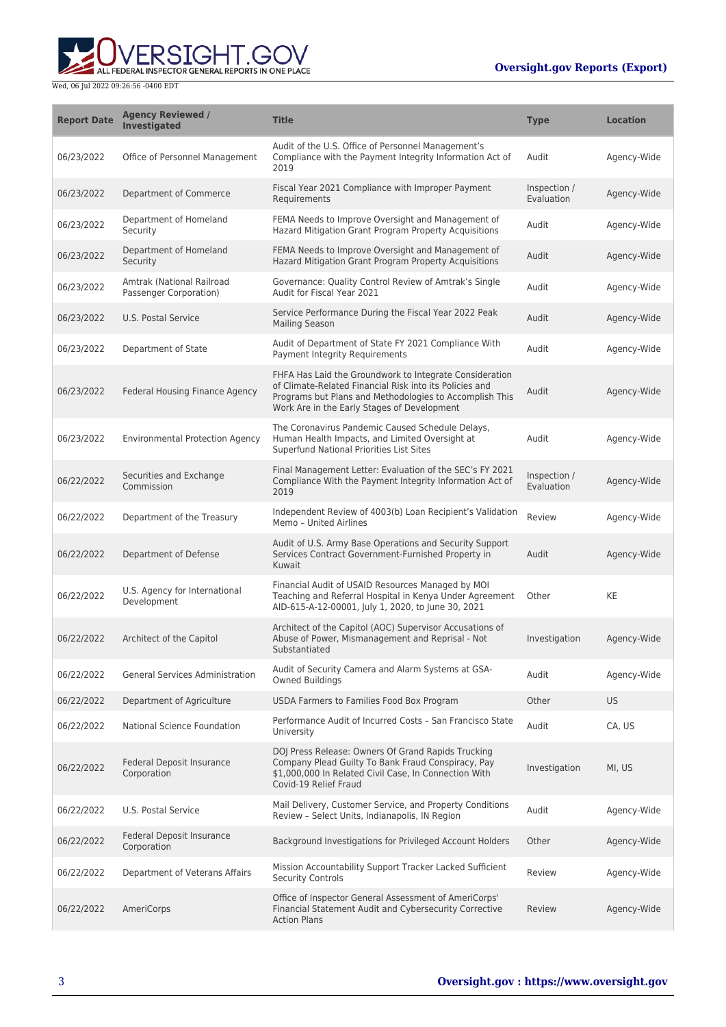| Report Date | Agency Reviewed / Investigated | Title | Type | Location |
| --- | --- | --- | --- | --- |
| 06/23/2022 | Office of Personnel Management | Audit of the U.S. Office of Personnel Management's Compliance with the Payment Integrity Information Act of 2019 | Audit | Agency-Wide |
| 06/23/2022 | Department of Commerce | Fiscal Year 2021 Compliance with Improper Payment Requirements | Inspection / Evaluation | Agency-Wide |
| 06/23/2022 | Department of Homeland Security | FEMA Needs to Improve Oversight and Management of Hazard Mitigation Grant Program Property Acquisitions | Audit | Agency-Wide |
| 06/23/2022 | Department of Homeland Security | FEMA Needs to Improve Oversight and Management of Hazard Mitigation Grant Program Property Acquisitions | Audit | Agency-Wide |
| 06/23/2022 | Amtrak (National Railroad Passenger Corporation) | Governance: Quality Control Review of Amtrak's Single Audit for Fiscal Year 2021 | Audit | Agency-Wide |
| 06/23/2022 | U.S. Postal Service | Service Performance During the Fiscal Year 2022 Peak Mailing Season | Audit | Agency-Wide |
| 06/23/2022 | Department of State | Audit of Department of State FY 2021 Compliance With Payment Integrity Requirements | Audit | Agency-Wide |
| 06/23/2022 | Federal Housing Finance Agency | FHFA Has Laid the Groundwork to Integrate Consideration of Climate-Related Financial Risk into its Policies and Programs but Plans and Methodologies to Accomplish This Work Are in the Early Stages of Development | Audit | Agency-Wide |
| 06/23/2022 | Environmental Protection Agency | The Coronavirus Pandemic Caused Schedule Delays, Human Health Impacts, and Limited Oversight at Superfund National Priorities List Sites | Audit | Agency-Wide |
| 06/22/2022 | Securities and Exchange Commission | Final Management Letter: Evaluation of the SEC's FY 2021 Compliance With the Payment Integrity Information Act of 2019 | Inspection / Evaluation | Agency-Wide |
| 06/22/2022 | Department of the Treasury | Independent Review of 4003(b) Loan Recipient's Validation Memo – United Airlines | Review | Agency-Wide |
| 06/22/2022 | Department of Defense | Audit of U.S. Army Base Operations and Security Support Services Contract Government-Furnished Property in Kuwait | Audit | Agency-Wide |
| 06/22/2022 | U.S. Agency for International Development | Financial Audit of USAID Resources Managed by MOI Teaching and Referral Hospital in Kenya Under Agreement AID-615-A-12-00001, July 1, 2020, to June 30, 2021 | Other | KE |
| 06/22/2022 | Architect of the Capitol | Architect of the Capitol (AOC) Supervisor Accusations of Abuse of Power, Mismanagement and Reprisal - Not Substantiated | Investigation | Agency-Wide |
| 06/22/2022 | General Services Administration | Audit of Security Camera and Alarm Systems at GSA-Owned Buildings | Audit | Agency-Wide |
| 06/22/2022 | Department of Agriculture | USDA Farmers to Families Food Box Program | Other | US |
| 06/22/2022 | National Science Foundation | Performance Audit of Incurred Costs – San Francisco State University | Audit | CA, US |
| 06/22/2022 | Federal Deposit Insurance Corporation | DOJ Press Release: Owners Of Grand Rapids Trucking Company Plead Guilty To Bank Fraud Conspiracy, Pay $1,000,000 In Related Civil Case, In Connection With Covid-19 Relief Fraud | Investigation | MI, US |
| 06/22/2022 | U.S. Postal Service | Mail Delivery, Customer Service, and Property Conditions Review – Select Units, Indianapolis, IN Region | Audit | Agency-Wide |
| 06/22/2022 | Federal Deposit Insurance Corporation | Background Investigations for Privileged Account Holders | Other | Agency-Wide |
| 06/22/2022 | Department of Veterans Affairs | Mission Accountability Support Tracker Lacked Sufficient Security Controls | Review | Agency-Wide |
| 06/22/2022 | AmeriCorps | Office of Inspector General Assessment of AmeriCorps' Financial Statement Audit and Cybersecurity Corrective Action Plans | Review | Agency-Wide |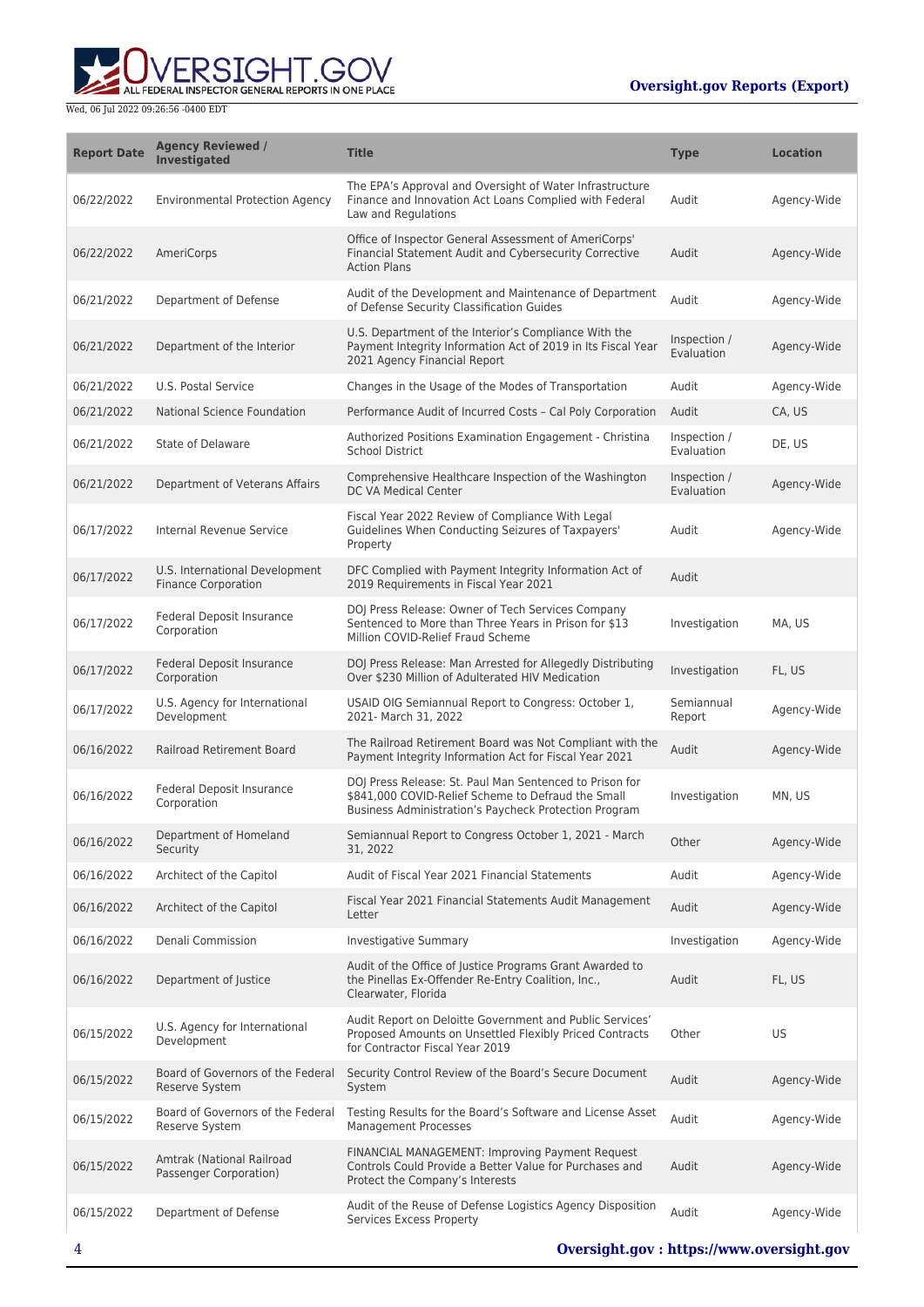| Report Date | Agency Reviewed / Investigated | Title | Type | Location |
|---|---|---|---|---|
| 06/22/2022 | Environmental Protection Agency | The EPA's Approval and Oversight of Water Infrastructure Finance and Innovation Act Loans Complied with Federal Law and Regulations | Audit | Agency-Wide |
| 06/22/2022 | AmeriCorps | Office of Inspector General Assessment of AmeriCorps' Financial Statement Audit and Cybersecurity Corrective Action Plans | Audit | Agency-Wide |
| 06/21/2022 | Department of Defense | Audit of the Development and Maintenance of Department of Defense Security Classification Guides | Audit | Agency-Wide |
| 06/21/2022 | Department of the Interior | U.S. Department of the Interior's Compliance With the Payment Integrity Information Act of 2019 in Its Fiscal Year 2021 Agency Financial Report | Inspection / Evaluation | Agency-Wide |
| 06/21/2022 | U.S. Postal Service | Changes in the Usage of the Modes of Transportation | Audit | Agency-Wide |
| 06/21/2022 | National Science Foundation | Performance Audit of Incurred Costs – Cal Poly Corporation | Audit | CA, US |
| 06/21/2022 | State of Delaware | Authorized Positions Examination Engagement - Christina School District | Inspection / Evaluation | DE, US |
| 06/21/2022 | Department of Veterans Affairs | Comprehensive Healthcare Inspection of the Washington DC VA Medical Center | Inspection / Evaluation | Agency-Wide |
| 06/17/2022 | Internal Revenue Service | Fiscal Year 2022 Review of Compliance With Legal Guidelines When Conducting Seizures of Taxpayers' Property | Audit | Agency-Wide |
| 06/17/2022 | U.S. International Development Finance Corporation | DFC Complied with Payment Integrity Information Act of 2019 Requirements in Fiscal Year 2021 | Audit | |
| 06/17/2022 | Federal Deposit Insurance Corporation | DOJ Press Release: Owner of Tech Services Company Sentenced to More than Three Years in Prison for $13 Million COVID-Relief Fraud Scheme | Investigation | MA, US |
| 06/17/2022 | Federal Deposit Insurance Corporation | DOJ Press Release: Man Arrested for Allegedly Distributing Over $230 Million of Adulterated HIV Medication | Investigation | FL, US |
| 06/17/2022 | U.S. Agency for International Development | USAID OIG Semiannual Report to Congress: October 1, 2021- March 31, 2022 | Semiannual Report | Agency-Wide |
| 06/16/2022 | Railroad Retirement Board | The Railroad Retirement Board was Not Compliant with the Payment Integrity Information Act for Fiscal Year 2021 | Audit | Agency-Wide |
| 06/16/2022 | Federal Deposit Insurance Corporation | DOJ Press Release: St. Paul Man Sentenced to Prison for $841,000 COVID-Relief Scheme to Defraud the Small Business Administration's Paycheck Protection Program | Investigation | MN, US |
| 06/16/2022 | Department of Homeland Security | Semiannual Report to Congress October 1, 2021 - March 31, 2022 | Other | Agency-Wide |
| 06/16/2022 | Architect of the Capitol | Audit of Fiscal Year 2021 Financial Statements | Audit | Agency-Wide |
| 06/16/2022 | Architect of the Capitol | Fiscal Year 2021 Financial Statements Audit Management Letter | Audit | Agency-Wide |
| 06/16/2022 | Denali Commission | Investigative Summary | Investigation | Agency-Wide |
| 06/16/2022 | Department of Justice | Audit of the Office of Justice Programs Grant Awarded to the Pinellas Ex-Offender Re-Entry Coalition, Inc., Clearwater, Florida | Audit | FL, US |
| 06/15/2022 | U.S. Agency for International Development | Audit Report on Deloitte Government and Public Services' Proposed Amounts on Unsettled Flexibly Priced Contracts for Contractor Fiscal Year 2019 | Other | US |
| 06/15/2022 | Board of Governors of the Federal Reserve System | Security Control Review of the Board's Secure Document System | Audit | Agency-Wide |
| 06/15/2022 | Board of Governors of the Federal Reserve System | Testing Results for the Board's Software and License Asset Management Processes | Audit | Agency-Wide |
| 06/15/2022 | Amtrak (National Railroad Passenger Corporation) | FINANCIAL MANAGEMENT: Improving Payment Request Controls Could Provide a Better Value for Purchases and Protect the Company's Interests | Audit | Agency-Wide |
| 06/15/2022 | Department of Defense | Audit of the Reuse of Defense Logistics Agency Disposition Services Excess Property | Audit | Agency-Wide |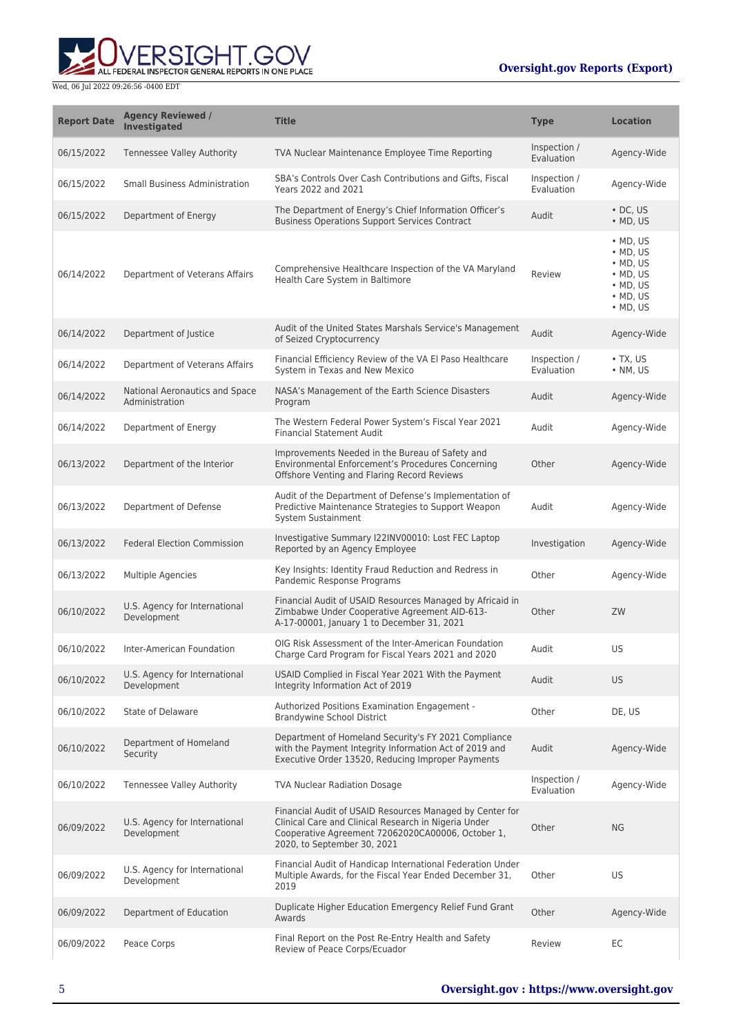| Report Date | Agency Reviewed / Investigated | Title | Type | Location |
|---|---|---|---|---|
| 06/15/2022 | Tennessee Valley Authority | TVA Nuclear Maintenance Employee Time Reporting | Inspection / Evaluation | Agency-Wide |
| 06/15/2022 | Small Business Administration | SBA's Controls Over Cash Contributions and Gifts, Fiscal Years 2022 and 2021 | Inspection / Evaluation | Agency-Wide |
| 06/15/2022 | Department of Energy | The Department of Energy's Chief Information Officer's Business Operations Support Services Contract | Audit | • DC, US<br>• MD, US |
| 06/14/2022 | Department of Veterans Affairs | Comprehensive Healthcare Inspection of the VA Maryland Health Care System in Baltimore | Review | • MD, US<br>• MD, US<br>• MD, US<br>• MD, US<br>• MD, US<br>• MD, US<br>• MD, US |
| 06/14/2022 | Department of Justice | Audit of the United States Marshals Service's Management of Seized Cryptocurrency | Audit | Agency-Wide |
| 06/14/2022 | Department of Veterans Affairs | Financial Efficiency Review of the VA El Paso Healthcare System in Texas and New Mexico | Inspection / Evaluation | • TX, US<br>• NM, US |
| 06/14/2022 | National Aeronautics and Space Administration | NASA's Management of the Earth Science Disasters Program | Audit | Agency-Wide |
| 06/14/2022 | Department of Energy | The Western Federal Power System's Fiscal Year 2021 Financial Statement Audit | Audit | Agency-Wide |
| 06/13/2022 | Department of the Interior | Improvements Needed in the Bureau of Safety and Environmental Enforcement's Procedures Concerning Offshore Venting and Flaring Record Reviews | Other | Agency-Wide |
| 06/13/2022 | Department of Defense | Audit of the Department of Defense's Implementation of Predictive Maintenance Strategies to Support Weapon System Sustainment | Audit | Agency-Wide |
| 06/13/2022 | Federal Election Commission | Investigative Summary I22INV00010: Lost FEC Laptop Reported by an Agency Employee | Investigation | Agency-Wide |
| 06/13/2022 | Multiple Agencies | Key Insights: Identity Fraud Reduction and Redress in Pandemic Response Programs | Other | Agency-Wide |
| 06/10/2022 | U.S. Agency for International Development | Financial Audit of USAID Resources Managed by Africaid in Zimbabwe Under Cooperative Agreement AID-613-A-17-00001, January 1 to December 31, 2021 | Other | ZW |
| 06/10/2022 | Inter-American Foundation | OIG Risk Assessment of the Inter-American Foundation Charge Card Program for Fiscal Years 2021 and 2020 | Audit | US |
| 06/10/2022 | U.S. Agency for International Development | USAID Complied in Fiscal Year 2021 With the Payment Integrity Information Act of 2019 | Audit | US |
| 06/10/2022 | State of Delaware | Authorized Positions Examination Engagement - Brandywine School District | Other | DE, US |
| 06/10/2022 | Department of Homeland Security | Department of Homeland Security's FY 2021 Compliance with the Payment Integrity Information Act of 2019 and Executive Order 13520, Reducing Improper Payments | Audit | Agency-Wide |
| 06/10/2022 | Tennessee Valley Authority | TVA Nuclear Radiation Dosage | Inspection / Evaluation | Agency-Wide |
| 06/09/2022 | U.S. Agency for International Development | Financial Audit of USAID Resources Managed by Center for Clinical Care and Clinical Research in Nigeria Under Cooperative Agreement 72062020CA00006, October 1, 2020, to September 30, 2021 | Other | NG |
| 06/09/2022 | U.S. Agency for International Development | Financial Audit of Handicap International Federation Under Multiple Awards, for the Fiscal Year Ended December 31, 2019 | Other | US |
| 06/09/2022 | Department of Education | Duplicate Higher Education Emergency Relief Fund Grant Awards | Other | Agency-Wide |
| 06/09/2022 | Peace Corps | Final Report on the Post Re-Entry Health and Safety Review of Peace Corps/Ecuador | Review | EC |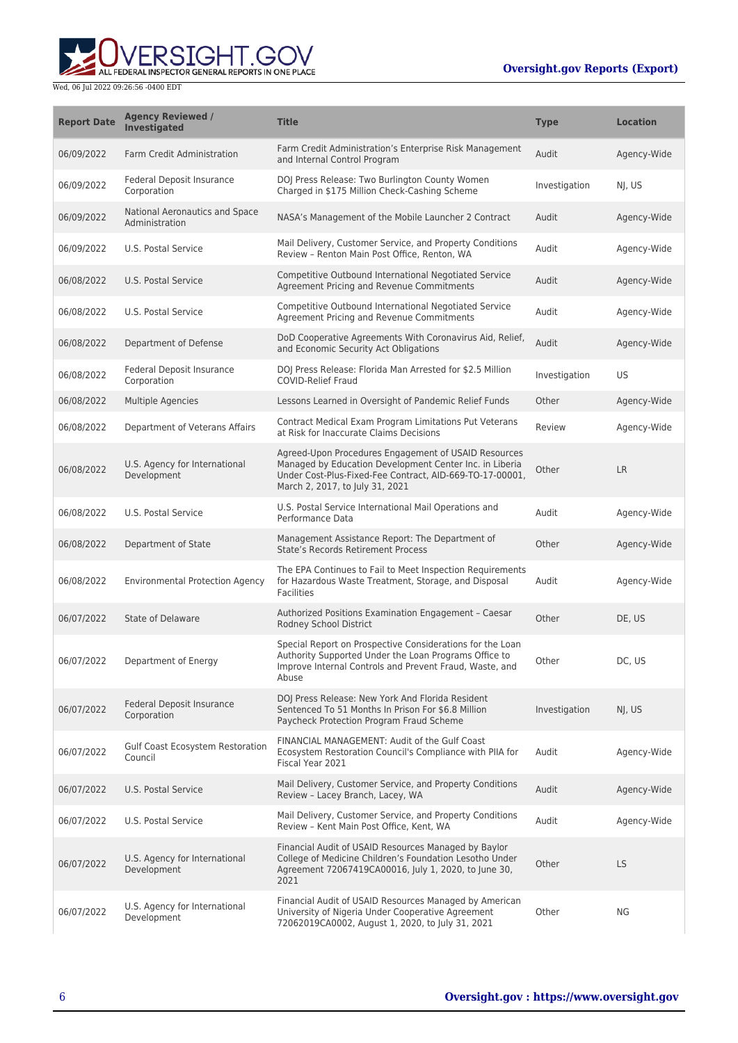| Report Date | Agency Reviewed / Investigated | Title | Type | Location |
|---|---|---|---|---|
| 06/09/2022 | Farm Credit Administration | Farm Credit Administration's Enterprise Risk Management and Internal Control Program | Audit | Agency-Wide |
| 06/09/2022 | Federal Deposit Insurance Corporation | DOJ Press Release: Two Burlington County Women Charged in $175 Million Check-Cashing Scheme | Investigation | NJ, US |
| 06/09/2022 | National Aeronautics and Space Administration | NASA's Management of the Mobile Launcher 2 Contract | Audit | Agency-Wide |
| 06/09/2022 | U.S. Postal Service | Mail Delivery, Customer Service, and Property Conditions Review – Renton Main Post Office, Renton, WA | Audit | Agency-Wide |
| 06/08/2022 | U.S. Postal Service | Competitive Outbound International Negotiated Service Agreement Pricing and Revenue Commitments | Audit | Agency-Wide |
| 06/08/2022 | U.S. Postal Service | Competitive Outbound International Negotiated Service Agreement Pricing and Revenue Commitments | Audit | Agency-Wide |
| 06/08/2022 | Department of Defense | DoD Cooperative Agreements With Coronavirus Aid, Relief, and Economic Security Act Obligations | Audit | Agency-Wide |
| 06/08/2022 | Federal Deposit Insurance Corporation | DOJ Press Release: Florida Man Arrested for $2.5 Million COVID-Relief Fraud | Investigation | US |
| 06/08/2022 | Multiple Agencies | Lessons Learned in Oversight of Pandemic Relief Funds | Other | Agency-Wide |
| 06/08/2022 | Department of Veterans Affairs | Contract Medical Exam Program Limitations Put Veterans at Risk for Inaccurate Claims Decisions | Review | Agency-Wide |
| 06/08/2022 | U.S. Agency for International Development | Agreed-Upon Procedures Engagement of USAID Resources Managed by Education Development Center Inc. in Liberia Under Cost-Plus-Fixed-Fee Contract, AID-669-TO-17-00001, March 2, 2017, to July 31, 2021 | Other | LR |
| 06/08/2022 | U.S. Postal Service | U.S. Postal Service International Mail Operations and Performance Data | Audit | Agency-Wide |
| 06/08/2022 | Department of State | Management Assistance Report: The Department of State's Records Retirement Process | Other | Agency-Wide |
| 06/08/2022 | Environmental Protection Agency | The EPA Continues to Fail to Meet Inspection Requirements for Hazardous Waste Treatment, Storage, and Disposal Facilities | Audit | Agency-Wide |
| 06/07/2022 | State of Delaware | Authorized Positions Examination Engagement – Caesar Rodney School District | Other | DE, US |
| 06/07/2022 | Department of Energy | Special Report on Prospective Considerations for the Loan Authority Supported Under the Loan Programs Office to Improve Internal Controls and Prevent Fraud, Waste, and Abuse | Other | DC, US |
| 06/07/2022 | Federal Deposit Insurance Corporation | DOJ Press Release: New York And Florida Resident Sentenced To 51 Months In Prison For $6.8 Million Paycheck Protection Program Fraud Scheme | Investigation | NJ, US |
| 06/07/2022 | Gulf Coast Ecosystem Restoration Council | FINANCIAL MANAGEMENT: Audit of the Gulf Coast Ecosystem Restoration Council's Compliance with PIIA for Fiscal Year 2021 | Audit | Agency-Wide |
| 06/07/2022 | U.S. Postal Service | Mail Delivery, Customer Service, and Property Conditions Review – Lacey Branch, Lacey, WA | Audit | Agency-Wide |
| 06/07/2022 | U.S. Postal Service | Mail Delivery, Customer Service, and Property Conditions Review – Kent Main Post Office, Kent, WA | Audit | Agency-Wide |
| 06/07/2022 | U.S. Agency for International Development | Financial Audit of USAID Resources Managed by Baylor College of Medicine Children's Foundation Lesotho Under Agreement 72067419CA00016, July 1, 2020, to June 30, 2021 | Other | LS |
| 06/07/2022 | U.S. Agency for International Development | Financial Audit of USAID Resources Managed by American University of Nigeria Under Cooperative Agreement 72062019CA0002, August 1, 2020, to July 31, 2021 | Other | NG |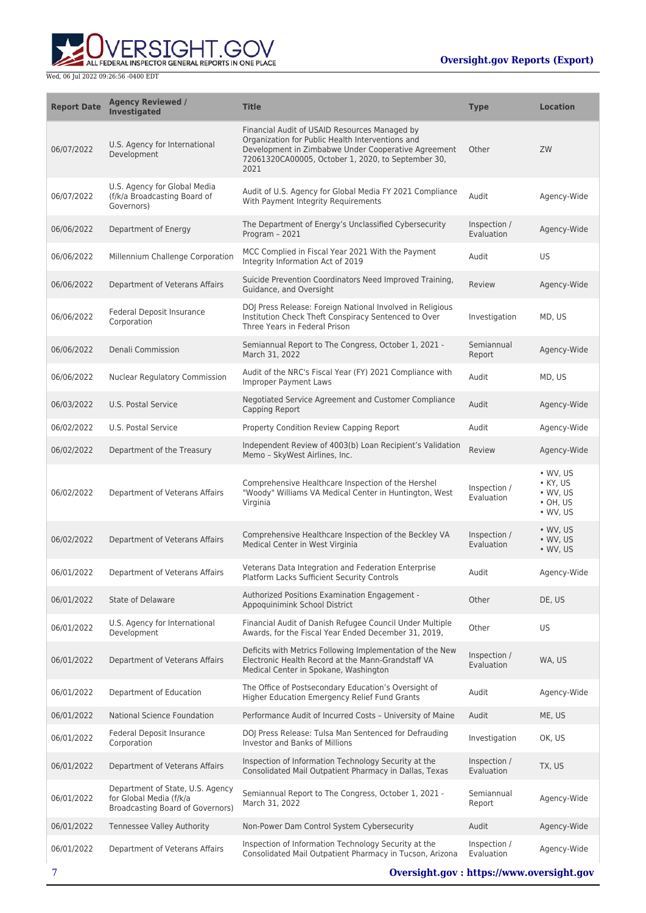| Report Date | Agency Reviewed / Investigated | Title | Type | Location |
|---|---|---|---|---|
| 06/07/2022 | U.S. Agency for International Development | Financial Audit of USAID Resources Managed by Organization for Public Health Interventions and Development in Zimbabwe Under Cooperative Agreement 72061320CA00005, October 1, 2020, to September 30, 2021 | Other | ZW |
| 06/07/2022 | U.S. Agency for Global Media (f/k/a Broadcasting Board of Governors) | Audit of U.S. Agency for Global Media FY 2021 Compliance With Payment Integrity Requirements | Audit | Agency-Wide |
| 06/06/2022 | Department of Energy | The Department of Energy's Unclassified Cybersecurity Program – 2021 | Inspection / Evaluation | Agency-Wide |
| 06/06/2022 | Millennium Challenge Corporation | MCC Complied in Fiscal Year 2021 With the Payment Integrity Information Act of 2019 | Audit | US |
| 06/06/2022 | Department of Veterans Affairs | Suicide Prevention Coordinators Need Improved Training, Guidance, and Oversight | Review | Agency-Wide |
| 06/06/2022 | Federal Deposit Insurance Corporation | DOJ Press Release: Foreign National Involved in Religious Institution Check Theft Conspiracy Sentenced to Over Three Years in Federal Prison | Investigation | MD, US |
| 06/06/2022 | Denali Commission | Semiannual Report to The Congress, October 1, 2021 - March 31, 2022 | Semiannual Report | Agency-Wide |
| 06/06/2022 | Nuclear Regulatory Commission | Audit of the NRC's Fiscal Year (FY) 2021 Compliance with Improper Payment Laws | Audit | MD, US |
| 06/03/2022 | U.S. Postal Service | Negotiated Service Agreement and Customer Compliance Capping Report | Audit | Agency-Wide |
| 06/02/2022 | U.S. Postal Service | Property Condition Review Capping Report | Audit | Agency-Wide |
| 06/02/2022 | Department of the Treasury | Independent Review of 4003(b) Loan Recipient's Validation Memo – SkyWest Airlines, Inc. | Review | Agency-Wide |
| 06/02/2022 | Department of Veterans Affairs | Comprehensive Healthcare Inspection of the Hershel "Woody" Williams VA Medical Center in Huntington, West Virginia | Inspection / Evaluation | • WV, US<br>• KY, US<br>• WV, US<br>• OH, US<br>• WV, US |
| 06/02/2022 | Department of Veterans Affairs | Comprehensive Healthcare Inspection of the Beckley VA Medical Center in West Virginia | Inspection / Evaluation | • WV, US<br>• WV, US<br>• WV, US |
| 06/01/2022 | Department of Veterans Affairs | Veterans Data Integration and Federation Enterprise Platform Lacks Sufficient Security Controls | Audit | Agency-Wide |
| 06/01/2022 | State of Delaware | Authorized Positions Examination Engagement - Appoquinimink School District | Other | DE, US |
| 06/01/2022 | U.S. Agency for International Development | Financial Audit of Danish Refugee Council Under Multiple Awards, for the Fiscal Year Ended December 31, 2019, | Other | US |
| 06/01/2022 | Department of Veterans Affairs | Deficits with Metrics Following Implementation of the New Electronic Health Record at the Mann-Grandstaff VA Medical Center in Spokane, Washington | Inspection / Evaluation | WA, US |
| 06/01/2022 | Department of Education | The Office of Postsecondary Education's Oversight of Higher Education Emergency Relief Fund Grants | Audit | Agency-Wide |
| 06/01/2022 | National Science Foundation | Performance Audit of Incurred Costs – University of Maine | Audit | ME, US |
| 06/01/2022 | Federal Deposit Insurance Corporation | DOJ Press Release: Tulsa Man Sentenced for Defrauding Investor and Banks of Millions | Investigation | OK, US |
| 06/01/2022 | Department of Veterans Affairs | Inspection of Information Technology Security at the Consolidated Mail Outpatient Pharmacy in Dallas, Texas | Inspection / Evaluation | TX, US |
| 06/01/2022 | Department of State, U.S. Agency for Global Media (f/k/a Broadcasting Board of Governors) | Semiannual Report to The Congress, October 1, 2021 - March 31, 2022 | Semiannual Report | Agency-Wide |
| 06/01/2022 | Tennessee Valley Authority | Non-Power Dam Control System Cybersecurity | Audit | Agency-Wide |
| 06/01/2022 | Department of Veterans Affairs | Inspection of Information Technology Security at the Consolidated Mail Outpatient Pharmacy in Tucson, Arizona | Inspection / Evaluation | Agency-Wide |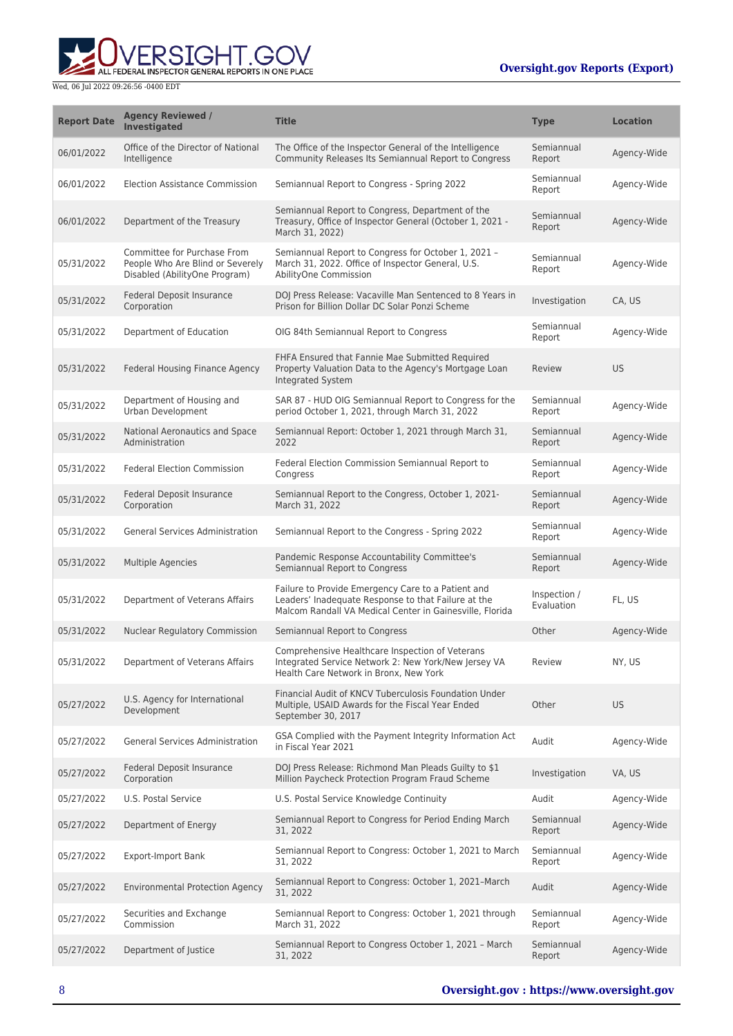| Report Date | Agency Reviewed / Investigated | Title | Type | Location |
| --- | --- | --- | --- | --- |
| 06/01/2022 | Office of the Director of National Intelligence | The Office of the Inspector General of the Intelligence Community Releases Its Semiannual Report to Congress | Semiannual Report | Agency-Wide |
| 06/01/2022 | Election Assistance Commission | Semiannual Report to Congress - Spring 2022 | Semiannual Report | Agency-Wide |
| 06/01/2022 | Department of the Treasury | Semiannual Report to Congress, Department of the Treasury, Office of Inspector General (October 1, 2021 - March 31, 2022) | Semiannual Report | Agency-Wide |
| 05/31/2022 | Committee for Purchase From People Who Are Blind or Severely Disabled (AbilityOne Program) | Semiannual Report to Congress for October 1, 2021 – March 31, 2022. Office of Inspector General, U.S. AbilityOne Commission | Semiannual Report | Agency-Wide |
| 05/31/2022 | Federal Deposit Insurance Corporation | DOJ Press Release: Vacaville Man Sentenced to 8 Years in Prison for Billion Dollar DC Solar Ponzi Scheme | Investigation | CA, US |
| 05/31/2022 | Department of Education | OIG 84th Semiannual Report to Congress | Semiannual Report | Agency-Wide |
| 05/31/2022 | Federal Housing Finance Agency | FHFA Ensured that Fannie Mae Submitted Required Property Valuation Data to the Agency's Mortgage Loan Integrated System | Review | US |
| 05/31/2022 | Department of Housing and Urban Development | SAR 87 - HUD OIG Semiannual Report to Congress for the period October 1, 2021, through March 31, 2022 | Semiannual Report | Agency-Wide |
| 05/31/2022 | National Aeronautics and Space Administration | Semiannual Report: October 1, 2021 through March 31, 2022 | Semiannual Report | Agency-Wide |
| 05/31/2022 | Federal Election Commission | Federal Election Commission Semiannual Report to Congress | Semiannual Report | Agency-Wide |
| 05/31/2022 | Federal Deposit Insurance Corporation | Semiannual Report to the Congress, October 1, 2021- March 31, 2022 | Semiannual Report | Agency-Wide |
| 05/31/2022 | General Services Administration | Semiannual Report to the Congress - Spring 2022 | Semiannual Report | Agency-Wide |
| 05/31/2022 | Multiple Agencies | Pandemic Response Accountability Committee's Semiannual Report to Congress | Semiannual Report | Agency-Wide |
| 05/31/2022 | Department of Veterans Affairs | Failure to Provide Emergency Care to a Patient and Leaders' Inadequate Response to that Failure at the Malcom Randall VA Medical Center in Gainesville, Florida | Inspection / Evaluation | FL, US |
| 05/31/2022 | Nuclear Regulatory Commission | Semiannual Report to Congress | Other | Agency-Wide |
| 05/31/2022 | Department of Veterans Affairs | Comprehensive Healthcare Inspection of Veterans Integrated Service Network 2: New York/New Jersey VA Health Care Network in Bronx, New York | Review | NY, US |
| 05/27/2022 | U.S. Agency for International Development | Financial Audit of KNCV Tuberculosis Foundation Under Multiple, USAID Awards for the Fiscal Year Ended September 30, 2017 | Other | US |
| 05/27/2022 | General Services Administration | GSA Complied with the Payment Integrity Information Act in Fiscal Year 2021 | Audit | Agency-Wide |
| 05/27/2022 | Federal Deposit Insurance Corporation | DOJ Press Release: Richmond Man Pleads Guilty to $1 Million Paycheck Protection Program Fraud Scheme | Investigation | VA, US |
| 05/27/2022 | U.S. Postal Service | U.S. Postal Service Knowledge Continuity | Audit | Agency-Wide |
| 05/27/2022 | Department of Energy | Semiannual Report to Congress for Period Ending March 31, 2022 | Semiannual Report | Agency-Wide |
| 05/27/2022 | Export-Import Bank | Semiannual Report to Congress: October 1, 2021 to March 31, 2022 | Semiannual Report | Agency-Wide |
| 05/27/2022 | Environmental Protection Agency | Semiannual Report to Congress: October 1, 2021–March 31, 2022 | Audit | Agency-Wide |
| 05/27/2022 | Securities and Exchange Commission | Semiannual Report to Congress: October 1, 2021 through March 31, 2022 | Semiannual Report | Agency-Wide |
| 05/27/2022 | Department of Justice | Semiannual Report to Congress October 1, 2021 – March 31, 2022 | Semiannual Report | Agency-Wide |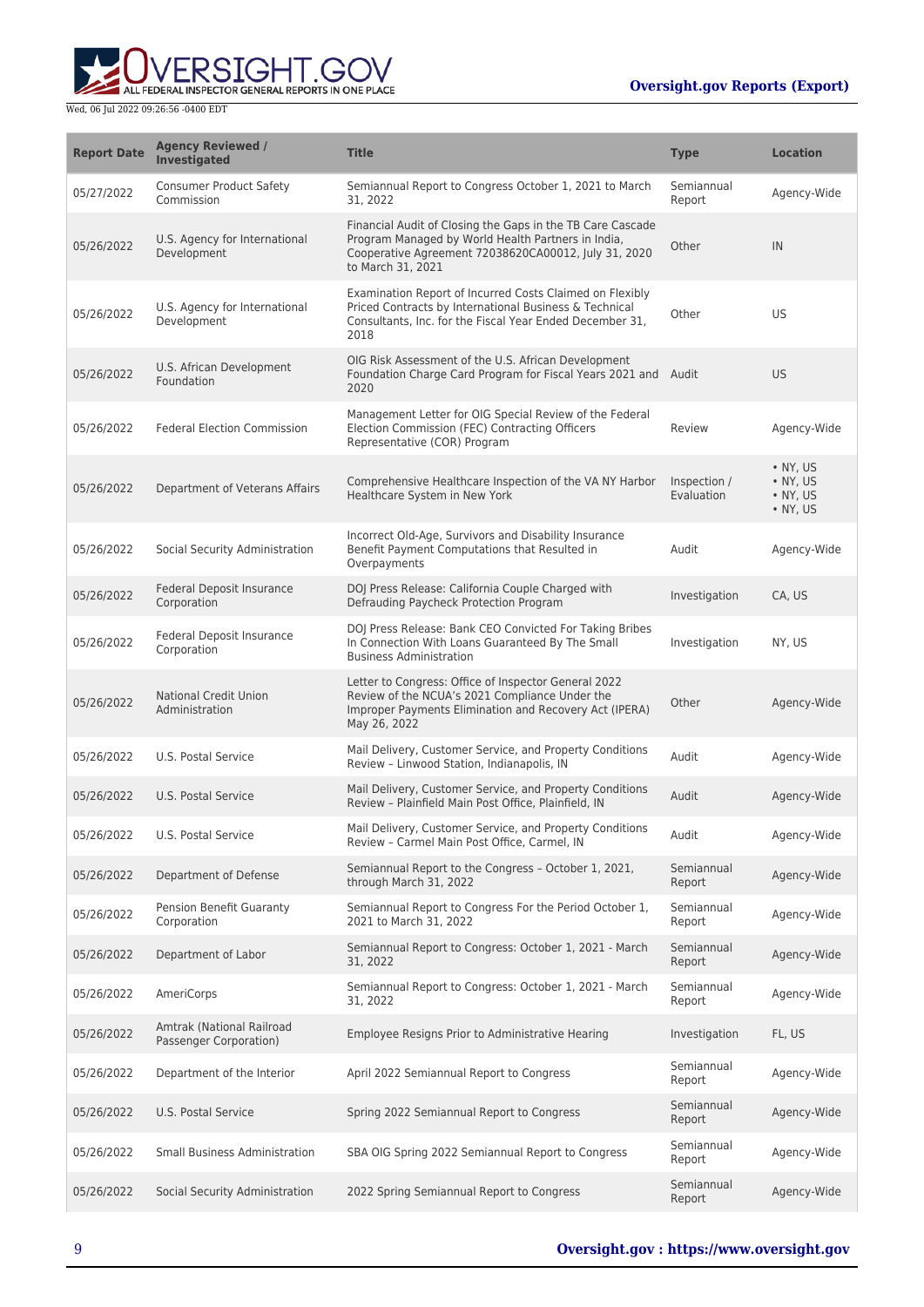| Report Date | Agency Reviewed / Investigated | Title | Type | Location |
|---|---|---|---|---|
| 05/27/2022 | Consumer Product Safety Commission | Semiannual Report to Congress October 1, 2021 to March 31, 2022 | Semiannual Report | Agency-Wide |
| 05/26/2022 | U.S. Agency for International Development | Financial Audit of Closing the Gaps in the TB Care Cascade Program Managed by World Health Partners in India, Cooperative Agreement 72038620CA00012, July 31, 2020 to March 31, 2021 | Other | IN |
| 05/26/2022 | U.S. Agency for International Development | Examination Report of Incurred Costs Claimed on Flexibly Priced Contracts by International Business & Technical Consultants, Inc. for the Fiscal Year Ended December 31, 2018 | Other | US |
| 05/26/2022 | U.S. African Development Foundation | OIG Risk Assessment of the U.S. African Development Foundation Charge Card Program for Fiscal Years 2021 and 2020 | Audit | US |
| 05/26/2022 | Federal Election Commission | Management Letter for OIG Special Review of the Federal Election Commission (FEC) Contracting Officers Representative (COR) Program | Review | Agency-Wide |
| 05/26/2022 | Department of Veterans Affairs | Comprehensive Healthcare Inspection of the VA NY Harbor Healthcare System in New York | Inspection / Evaluation | • NY, US<br>• NY, US<br>• NY, US<br>• NY, US |
| 05/26/2022 | Social Security Administration | Incorrect Old-Age, Survivors and Disability Insurance Benefit Payment Computations that Resulted in Overpayments | Audit | Agency-Wide |
| 05/26/2022 | Federal Deposit Insurance Corporation | DOJ Press Release: California Couple Charged with Defrauding Paycheck Protection Program | Investigation | CA, US |
| 05/26/2022 | Federal Deposit Insurance Corporation | DOJ Press Release: Bank CEO Convicted For Taking Bribes In Connection With Loans Guaranteed By The Small Business Administration | Investigation | NY, US |
| 05/26/2022 | National Credit Union Administration | Letter to Congress: Office of Inspector General 2022 Review of the NCUA's 2021 Compliance Under the Improper Payments Elimination and Recovery Act (IPERA) May 26, 2022 | Other | Agency-Wide |
| 05/26/2022 | U.S. Postal Service | Mail Delivery, Customer Service, and Property Conditions Review – Linwood Station, Indianapolis, IN | Audit | Agency-Wide |
| 05/26/2022 | U.S. Postal Service | Mail Delivery, Customer Service, and Property Conditions Review – Plainfield Main Post Office, Plainfield, IN | Audit | Agency-Wide |
| 05/26/2022 | U.S. Postal Service | Mail Delivery, Customer Service, and Property Conditions Review – Carmel Main Post Office, Carmel, IN | Audit | Agency-Wide |
| 05/26/2022 | Department of Defense | Semiannual Report to the Congress – October 1, 2021, through March 31, 2022 | Semiannual Report | Agency-Wide |
| 05/26/2022 | Pension Benefit Guaranty Corporation | Semiannual Report to Congress For the Period October 1, 2021 to March 31, 2022 | Semiannual Report | Agency-Wide |
| 05/26/2022 | Department of Labor | Semiannual Report to Congress: October 1, 2021 - March 31, 2022 | Semiannual Report | Agency-Wide |
| 05/26/2022 | AmeriCorps | Semiannual Report to Congress: October 1, 2021 - March 31, 2022 | Semiannual Report | Agency-Wide |
| 05/26/2022 | Amtrak (National Railroad Passenger Corporation) | Employee Resigns Prior to Administrative Hearing | Investigation | FL, US |
| 05/26/2022 | Department of the Interior | April 2022 Semiannual Report to Congress | Semiannual Report | Agency-Wide |
| 05/26/2022 | U.S. Postal Service | Spring 2022 Semiannual Report to Congress | Semiannual Report | Agency-Wide |
| 05/26/2022 | Small Business Administration | SBA OIG Spring 2022 Semiannual Report to Congress | Semiannual Report | Agency-Wide |
| 05/26/2022 | Social Security Administration | 2022 Spring Semiannual Report to Congress | Semiannual Report | Agency-Wide |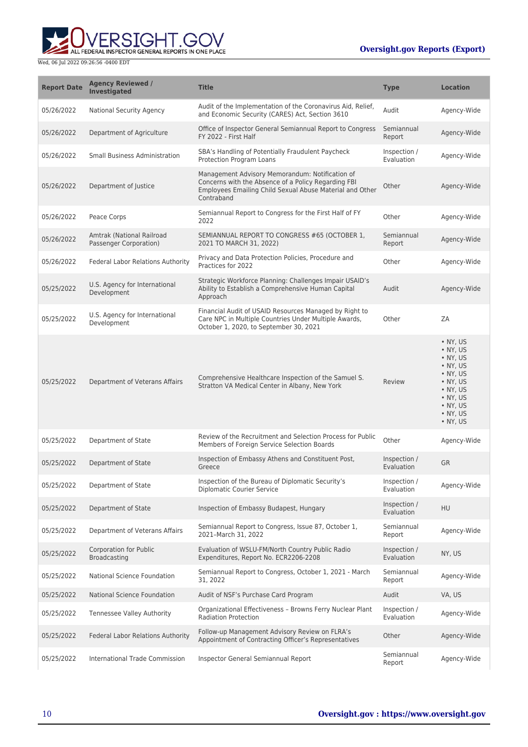| Report Date | Agency Reviewed / Investigated | Title | Type | Location |
| --- | --- | --- | --- | --- |
| 05/26/2022 | National Security Agency | Audit of the Implementation of the Coronavirus Aid, Relief, and Economic Security (CARES) Act, Section 3610 | Audit | Agency-Wide |
| 05/26/2022 | Department of Agriculture | Office of Inspector General Semiannual Report to Congress FY 2022 - First Half | Semiannual Report | Agency-Wide |
| 05/26/2022 | Small Business Administration | SBA's Handling of Potentially Fraudulent Paycheck Protection Program Loans | Inspection / Evaluation | Agency-Wide |
| 05/26/2022 | Department of Justice | Management Advisory Memorandum: Notification of Concerns with the Absence of a Policy Regarding FBI Employees Emailing Child Sexual Abuse Material and Other Contraband | Other | Agency-Wide |
| 05/26/2022 | Peace Corps | Semiannual Report to Congress for the First Half of FY 2022 | Other | Agency-Wide |
| 05/26/2022 | Amtrak (National Railroad Passenger Corporation) | SEMIANNUAL REPORT TO CONGRESS #65 (OCTOBER 1, 2021 TO MARCH 31, 2022) | Semiannual Report | Agency-Wide |
| 05/26/2022 | Federal Labor Relations Authority | Privacy and Data Protection Policies, Procedure and Practices for 2022 | Other | Agency-Wide |
| 05/25/2022 | U.S. Agency for International Development | Strategic Workforce Planning: Challenges Impair USAID's Ability to Establish a Comprehensive Human Capital Approach | Audit | Agency-Wide |
| 05/25/2022 | U.S. Agency for International Development | Financial Audit of USAID Resources Managed by Right to Care NPC in Multiple Countries Under Multiple Awards, October 1, 2020, to September 30, 2021 | Other | ZA |
| 05/25/2022 | Department of Veterans Affairs | Comprehensive Healthcare Inspection of the Samuel S. Stratton VA Medical Center in Albany, New York | Review | • NY, US<br>• NY, US<br>• NY, US<br>• NY, US<br>• NY, US<br>• NY, US<br>• NY, US<br>• NY, US<br>• NY, US<br>• NY, US<br>• NY, US |
| 05/25/2022 | Department of State | Review of the Recruitment and Selection Process for Public Members of Foreign Service Selection Boards | Other | Agency-Wide |
| 05/25/2022 | Department of State | Inspection of Embassy Athens and Constituent Post, Greece | Inspection / Evaluation | GR |
| 05/25/2022 | Department of State | Inspection of the Bureau of Diplomatic Security's Diplomatic Courier Service | Inspection / Evaluation | Agency-Wide |
| 05/25/2022 | Department of State | Inspection of Embassy Budapest, Hungary | Inspection / Evaluation | HU |
| 05/25/2022 | Department of Veterans Affairs | Semiannual Report to Congress, Issue 87, October 1, 2021–March 31, 2022 | Semiannual Report | Agency-Wide |
| 05/25/2022 | Corporation for Public Broadcasting | Evaluation of WSLU-FM/North Country Public Radio Expenditures, Report No. ECR2206-2208 | Inspection / Evaluation | NY, US |
| 05/25/2022 | National Science Foundation | Semiannual Report to Congress, October 1, 2021 - March 31, 2022 | Semiannual Report | Agency-Wide |
| 05/25/2022 | National Science Foundation | Audit of NSF's Purchase Card Program | Audit | VA, US |
| 05/25/2022 | Tennessee Valley Authority | Organizational Effectiveness – Browns Ferry Nuclear Plant Radiation Protection | Inspection / Evaluation | Agency-Wide |
| 05/25/2022 | Federal Labor Relations Authority | Follow-up Management Advisory Review on FLRA's Appointment of Contracting Officer's Representatives | Other | Agency-Wide |
| 05/25/2022 | International Trade Commission | Inspector General Semiannual Report | Semiannual Report | Agency-Wide |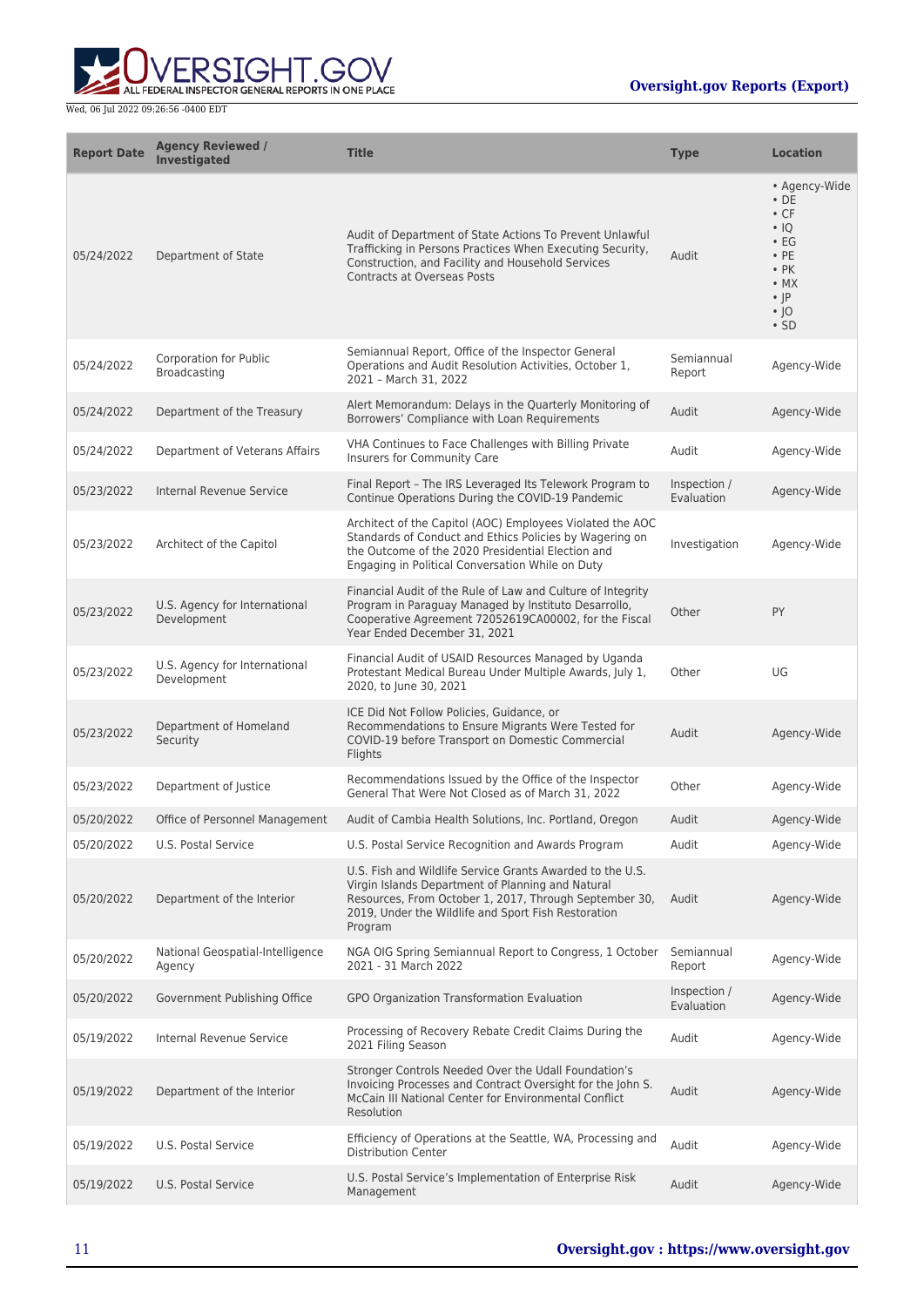| Report Date | Agency Reviewed / Investigated | Title | Type | Location |
| --- | --- | --- | --- | --- |
| 05/24/2022 | Department of State | Audit of Department of State Actions To Prevent Unlawful Trafficking in Persons Practices When Executing Security, Construction, and Facility and Household Services Contracts at Overseas Posts | Audit | • Agency-Wide • DE • CF • IQ • EG • PE • PK • MX • JP • JO • SD |
| 05/24/2022 | Corporation for Public Broadcasting | Semiannual Report, Office of the Inspector General Operations and Audit Resolution Activities, October 1, 2021 – March 31, 2022 | Semiannual Report | Agency-Wide |
| 05/24/2022 | Department of the Treasury | Alert Memorandum: Delays in the Quarterly Monitoring of Borrowers' Compliance with Loan Requirements | Audit | Agency-Wide |
| 05/24/2022 | Department of Veterans Affairs | VHA Continues to Face Challenges with Billing Private Insurers for Community Care | Audit | Agency-Wide |
| 05/23/2022 | Internal Revenue Service | Final Report – The IRS Leveraged Its Telework Program to Continue Operations During the COVID-19 Pandemic | Inspection / Evaluation | Agency-Wide |
| 05/23/2022 | Architect of the Capitol | Architect of the Capitol (AOC) Employees Violated the AOC Standards of Conduct and Ethics Policies by Wagering on the Outcome of the 2020 Presidential Election and Engaging in Political Conversation While on Duty | Investigation | Agency-Wide |
| 05/23/2022 | U.S. Agency for International Development | Financial Audit of the Rule of Law and Culture of Integrity Program in Paraguay Managed by Instituto Desarrollo, Cooperative Agreement 72052619CA00002, for the Fiscal Year Ended December 31, 2021 | Other | PY |
| 05/23/2022 | U.S. Agency for International Development | Financial Audit of USAID Resources Managed by Uganda Protestant Medical Bureau Under Multiple Awards, July 1, 2020, to June 30, 2021 | Other | UG |
| 05/23/2022 | Department of Homeland Security | ICE Did Not Follow Policies, Guidance, or Recommendations to Ensure Migrants Were Tested for COVID-19 before Transport on Domestic Commercial Flights | Audit | Agency-Wide |
| 05/23/2022 | Department of Justice | Recommendations Issued by the Office of the Inspector General That Were Not Closed as of March 31, 2022 | Other | Agency-Wide |
| 05/20/2022 | Office of Personnel Management | Audit of Cambia Health Solutions, Inc. Portland, Oregon | Audit | Agency-Wide |
| 05/20/2022 | U.S. Postal Service | U.S. Postal Service Recognition and Awards Program | Audit | Agency-Wide |
| 05/20/2022 | Department of the Interior | U.S. Fish and Wildlife Service Grants Awarded to the U.S. Virgin Islands Department of Planning and Natural Resources, From October 1, 2017, Through September 30, 2019, Under the Wildlife and Sport Fish Restoration Program | Audit | Agency-Wide |
| 05/20/2022 | National Geospatial-Intelligence Agency | NGA OIG Spring Semiannual Report to Congress, 1 October 2021 - 31 March 2022 | Semiannual Report | Agency-Wide |
| 05/20/2022 | Government Publishing Office | GPO Organization Transformation Evaluation | Inspection / Evaluation | Agency-Wide |
| 05/19/2022 | Internal Revenue Service | Processing of Recovery Rebate Credit Claims During the 2021 Filing Season | Audit | Agency-Wide |
| 05/19/2022 | Department of the Interior | Stronger Controls Needed Over the Udall Foundation's Invoicing Processes and Contract Oversight for the John S. McCain III National Center for Environmental Conflict Resolution | Audit | Agency-Wide |
| 05/19/2022 | U.S. Postal Service | Efficiency of Operations at the Seattle, WA, Processing and Distribution Center | Audit | Agency-Wide |
| 05/19/2022 | U.S. Postal Service | U.S. Postal Service's Implementation of Enterprise Risk Management | Audit | Agency-Wide |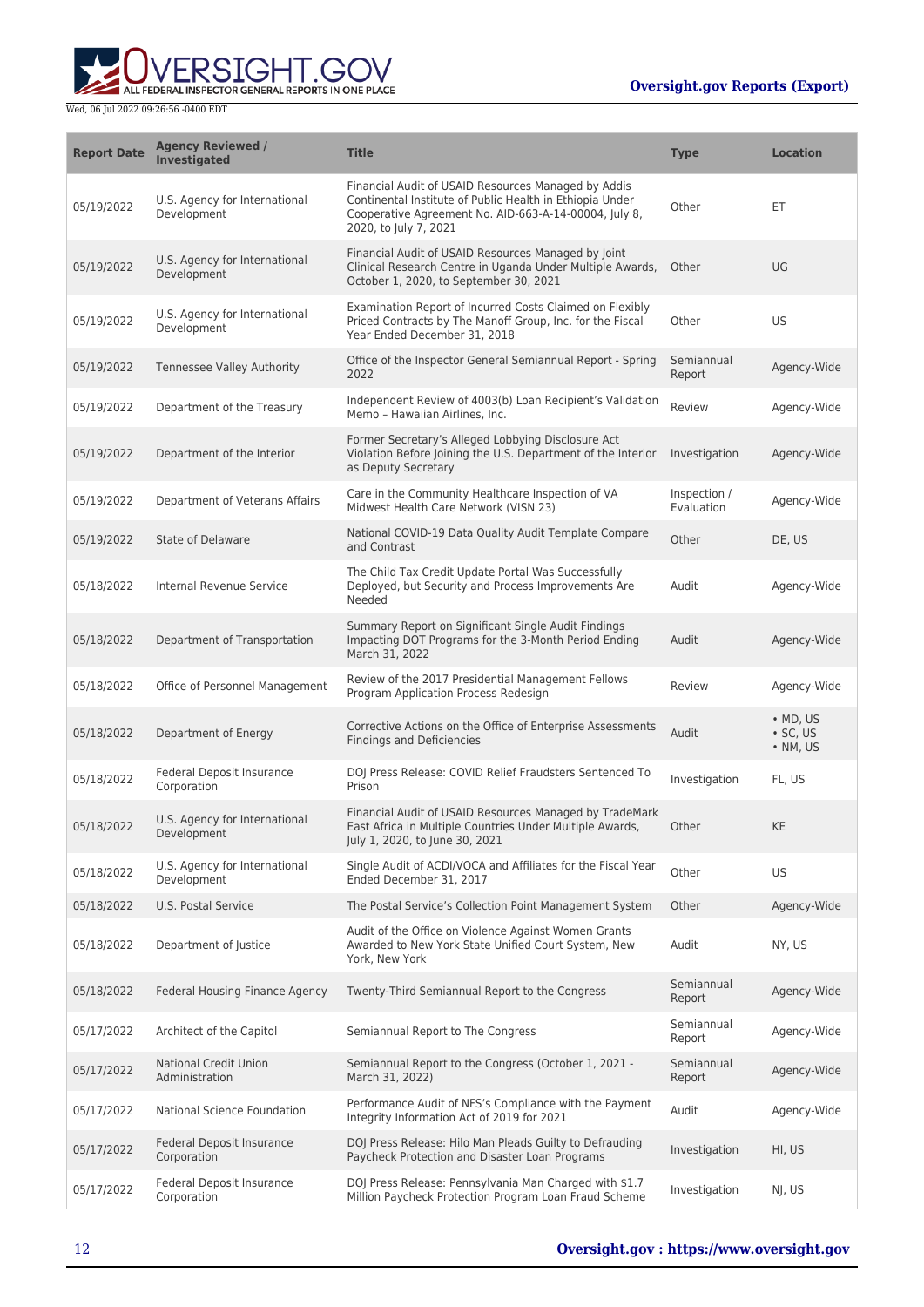| Report Date | Agency Reviewed / Investigated | Title | Type | Location |
| --- | --- | --- | --- | --- |
| 05/19/2022 | U.S. Agency for International Development | Financial Audit of USAID Resources Managed by Addis Continental Institute of Public Health in Ethiopia Under Cooperative Agreement No. AID-663-A-14-00004, July 8, 2020, to July 7, 2021 | Other | ET |
| 05/19/2022 | U.S. Agency for International Development | Financial Audit of USAID Resources Managed by Joint Clinical Research Centre in Uganda Under Multiple Awards, October 1, 2020, to September 30, 2021 | Other | UG |
| 05/19/2022 | U.S. Agency for International Development | Examination Report of Incurred Costs Claimed on Flexibly Priced Contracts by The Manoff Group, Inc. for the Fiscal Year Ended December 31, 2018 | Other | US |
| 05/19/2022 | Tennessee Valley Authority | Office of the Inspector General Semiannual Report - Spring 2022 | Semiannual Report | Agency-Wide |
| 05/19/2022 | Department of the Treasury | Independent Review of 4003(b) Loan Recipient's Validation Memo – Hawaiian Airlines, Inc. | Review | Agency-Wide |
| 05/19/2022 | Department of the Interior | Former Secretary's Alleged Lobbying Disclosure Act Violation Before Joining the U.S. Department of the Interior as Deputy Secretary | Investigation | Agency-Wide |
| 05/19/2022 | Department of Veterans Affairs | Care in the Community Healthcare Inspection of VA Midwest Health Care Network (VISN 23) | Inspection / Evaluation | Agency-Wide |
| 05/19/2022 | State of Delaware | National COVID-19 Data Quality Audit Template Compare and Contrast | Other | DE, US |
| 05/18/2022 | Internal Revenue Service | The Child Tax Credit Update Portal Was Successfully Deployed, but Security and Process Improvements Are Needed | Audit | Agency-Wide |
| 05/18/2022 | Department of Transportation | Summary Report on Significant Single Audit Findings Impacting DOT Programs for the 3-Month Period Ending March 31, 2022 | Audit | Agency-Wide |
| 05/18/2022 | Office of Personnel Management | Review of the 2017 Presidential Management Fellows Program Application Process Redesign | Review | Agency-Wide |
| 05/18/2022 | Department of Energy | Corrective Actions on the Office of Enterprise Assessments Findings and Deficiencies | Audit | • MD, US<br>• SC, US<br>• NM, US |
| 05/18/2022 | Federal Deposit Insurance Corporation | DOJ Press Release: COVID Relief Fraudsters Sentenced To Prison | Investigation | FL, US |
| 05/18/2022 | U.S. Agency for International Development | Financial Audit of USAID Resources Managed by TradeMark East Africa in Multiple Countries Under Multiple Awards, July 1, 2020, to June 30, 2021 | Other | KE |
| 05/18/2022 | U.S. Agency for International Development | Single Audit of ACDI/VOCA and Affiliates for the Fiscal Year Ended December 31, 2017 | Other | US |
| 05/18/2022 | U.S. Postal Service | The Postal Service's Collection Point Management System | Other | Agency-Wide |
| 05/18/2022 | Department of Justice | Audit of the Office on Violence Against Women Grants Awarded to New York State Unified Court System, New York, New York | Audit | NY, US |
| 05/18/2022 | Federal Housing Finance Agency | Twenty-Third Semiannual Report to the Congress | Semiannual Report | Agency-Wide |
| 05/17/2022 | Architect of the Capitol | Semiannual Report to The Congress | Semiannual Report | Agency-Wide |
| 05/17/2022 | National Credit Union Administration | Semiannual Report to the Congress (October 1, 2021 - March 31, 2022) | Semiannual Report | Agency-Wide |
| 05/17/2022 | National Science Foundation | Performance Audit of NFS's Compliance with the Payment Integrity Information Act of 2019 for 2021 | Audit | Agency-Wide |
| 05/17/2022 | Federal Deposit Insurance Corporation | DOJ Press Release: Hilo Man Pleads Guilty to Defrauding Paycheck Protection and Disaster Loan Programs | Investigation | HI, US |
| 05/17/2022 | Federal Deposit Insurance Corporation | DOJ Press Release: Pennsylvania Man Charged with $1.7 Million Paycheck Protection Program Loan Fraud Scheme | Investigation | NJ, US |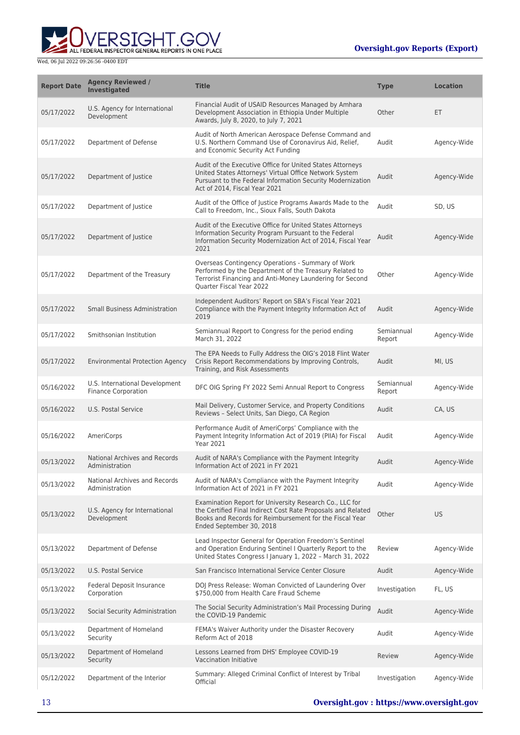| Report Date | Agency Reviewed / Investigated | Title | Type | Location |
| --- | --- | --- | --- | --- |
| 05/17/2022 | U.S. Agency for International Development | Financial Audit of USAID Resources Managed by Amhara Development Association in Ethiopia Under Multiple Awards, July 8, 2020, to July 7, 2021 | Other | ET |
| 05/17/2022 | Department of Defense | Audit of North American Aerospace Defense Command and U.S. Northern Command Use of Coronavirus Aid, Relief, and Economic Security Act Funding | Audit | Agency-Wide |
| 05/17/2022 | Department of Justice | Audit of the Executive Office for United States Attorneys United States Attorneys' Virtual Office Network System Pursuant to the Federal Information Security Modernization Act of 2014, Fiscal Year 2021 | Audit | Agency-Wide |
| 05/17/2022 | Department of Justice | Audit of the Office of Justice Programs Awards Made to the Call to Freedom, Inc., Sioux Falls, South Dakota | Audit | SD, US |
| 05/17/2022 | Department of Justice | Audit of the Executive Office for United States Attorneys Information Security Program Pursuant to the Federal Information Security Modernization Act of 2014, Fiscal Year 2021 | Audit | Agency-Wide |
| 05/17/2022 | Department of the Treasury | Overseas Contingency Operations - Summary of Work Performed by the Department of the Treasury Related to Terrorist Financing and Anti-Money Laundering for Second Quarter Fiscal Year 2022 | Other | Agency-Wide |
| 05/17/2022 | Small Business Administration | Independent Auditors' Report on SBA's Fiscal Year 2021 Compliance with the Payment Integrity Information Act of 2019 | Audit | Agency-Wide |
| 05/17/2022 | Smithsonian Institution | Semiannual Report to Congress for the period ending March 31, 2022 | Semiannual Report | Agency-Wide |
| 05/17/2022 | Environmental Protection Agency | The EPA Needs to Fully Address the OIG's 2018 Flint Water Crisis Report Recommendations by Improving Controls, Training, and Risk Assessments | Audit | MI, US |
| 05/16/2022 | U.S. International Development Finance Corporation | DFC OIG Spring FY 2022 Semi Annual Report to Congress | Semiannual Report | Agency-Wide |
| 05/16/2022 | U.S. Postal Service | Mail Delivery, Customer Service, and Property Conditions Reviews – Select Units, San Diego, CA Region | Audit | CA, US |
| 05/16/2022 | AmeriCorps | Performance Audit of AmeriCorps' Compliance with the Payment Integrity Information Act of 2019 (PIIA) for Fiscal Year 2021 | Audit | Agency-Wide |
| 05/13/2022 | National Archives and Records Administration | Audit of NARA's Compliance with the Payment Integrity Information Act of 2021 in FY 2021 | Audit | Agency-Wide |
| 05/13/2022 | National Archives and Records Administration | Audit of NARA's Compliance with the Payment Integrity Information Act of 2021 in FY 2021 | Audit | Agency-Wide |
| 05/13/2022 | U.S. Agency for International Development | Examination Report for University Research Co., LLC for the Certified Final Indirect Cost Rate Proposals and Related Books and Records for Reimbursement for the Fiscal Year Ended September 30, 2018 | Other | US |
| 05/13/2022 | Department of Defense | Lead Inspector General for Operation Freedom's Sentinel and Operation Enduring Sentinel I Quarterly Report to the United States Congress I January 1, 2022 – March 31, 2022 | Review | Agency-Wide |
| 05/13/2022 | U.S. Postal Service | San Francisco International Service Center Closure | Audit | Agency-Wide |
| 05/13/2022 | Federal Deposit Insurance Corporation | DOJ Press Release: Woman Convicted of Laundering Over $750,000 from Health Care Fraud Scheme | Investigation | FL, US |
| 05/13/2022 | Social Security Administration | The Social Security Administration's Mail Processing During the COVID-19 Pandemic | Audit | Agency-Wide |
| 05/13/2022 | Department of Homeland Security | FEMA's Waiver Authority under the Disaster Recovery Reform Act of 2018 | Audit | Agency-Wide |
| 05/13/2022 | Department of Homeland Security | Lessons Learned from DHS' Employee COVID-19 Vaccination Initiative | Review | Agency-Wide |
| 05/12/2022 | Department of the Interior | Summary: Alleged Criminal Conflict of Interest by Tribal Official | Investigation | Agency-Wide |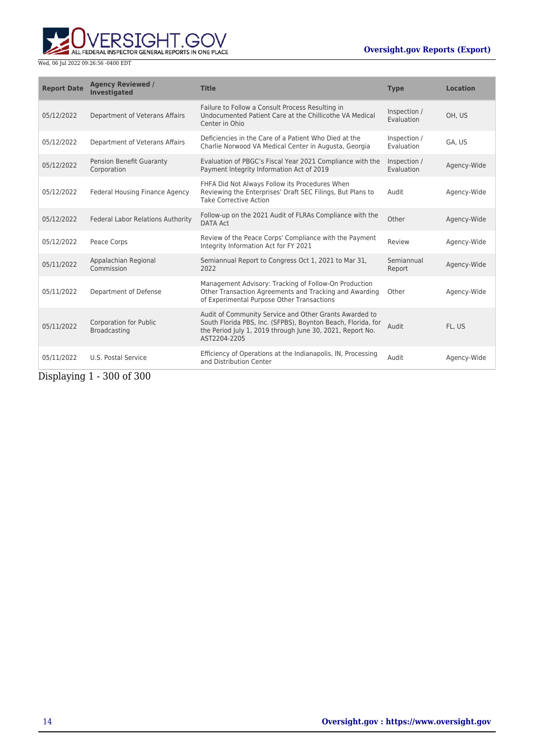| Report Date | Agency Reviewed / Investigated | Title | Type | Location |
| --- | --- | --- | --- | --- |
| 05/12/2022 | Department of Veterans Affairs | Failure to Follow a Consult Process Resulting in Undocumented Patient Care at the Chillicothe VA Medical Center in Ohio | Inspection / Evaluation | OH, US |
| 05/12/2022 | Department of Veterans Affairs | Deficiencies in the Care of a Patient Who Died at the Charlie Norwood VA Medical Center in Augusta, Georgia | Inspection / Evaluation | GA, US |
| 05/12/2022 | Pension Benefit Guaranty Corporation | Evaluation of PBGC's Fiscal Year 2021 Compliance with the Payment Integrity Information Act of 2019 | Inspection / Evaluation | Agency-Wide |
| 05/12/2022 | Federal Housing Finance Agency | FHFA Did Not Always Follow its Procedures When Reviewing the Enterprises' Draft SEC Filings, But Plans to Take Corrective Action | Audit | Agency-Wide |
| 05/12/2022 | Federal Labor Relations Authority | Follow-up on the 2021 Audit of FLRAs Compliance with the DATA Act | Other | Agency-Wide |
| 05/12/2022 | Peace Corps | Review of the Peace Corps' Compliance with the Payment Integrity Information Act for FY 2021 | Review | Agency-Wide |
| 05/11/2022 | Appalachian Regional Commission | Semiannual Report to Congress Oct 1, 2021 to Mar 31, 2022 | Semiannual Report | Agency-Wide |
| 05/11/2022 | Department of Defense | Management Advisory: Tracking of Follow-On Production Other Transaction Agreements and Tracking and Awarding of Experimental Purpose Other Transactions | Other | Agency-Wide |
| 05/11/2022 | Corporation for Public Broadcasting | Audit of Community Service and Other Grants Awarded to South Florida PBS, Inc. (SFPBS), Boynton Beach, Florida, for the Period July 1, 2019 through June 30, 2021, Report No. AST2204-2205 | Audit | FL, US |
| 05/11/2022 | U.S. Postal Service | Efficiency of Operations at the Indianapolis, IN, Processing and Distribution Center | Audit | Agency-Wide |

Displaying 1 - 300 of 300